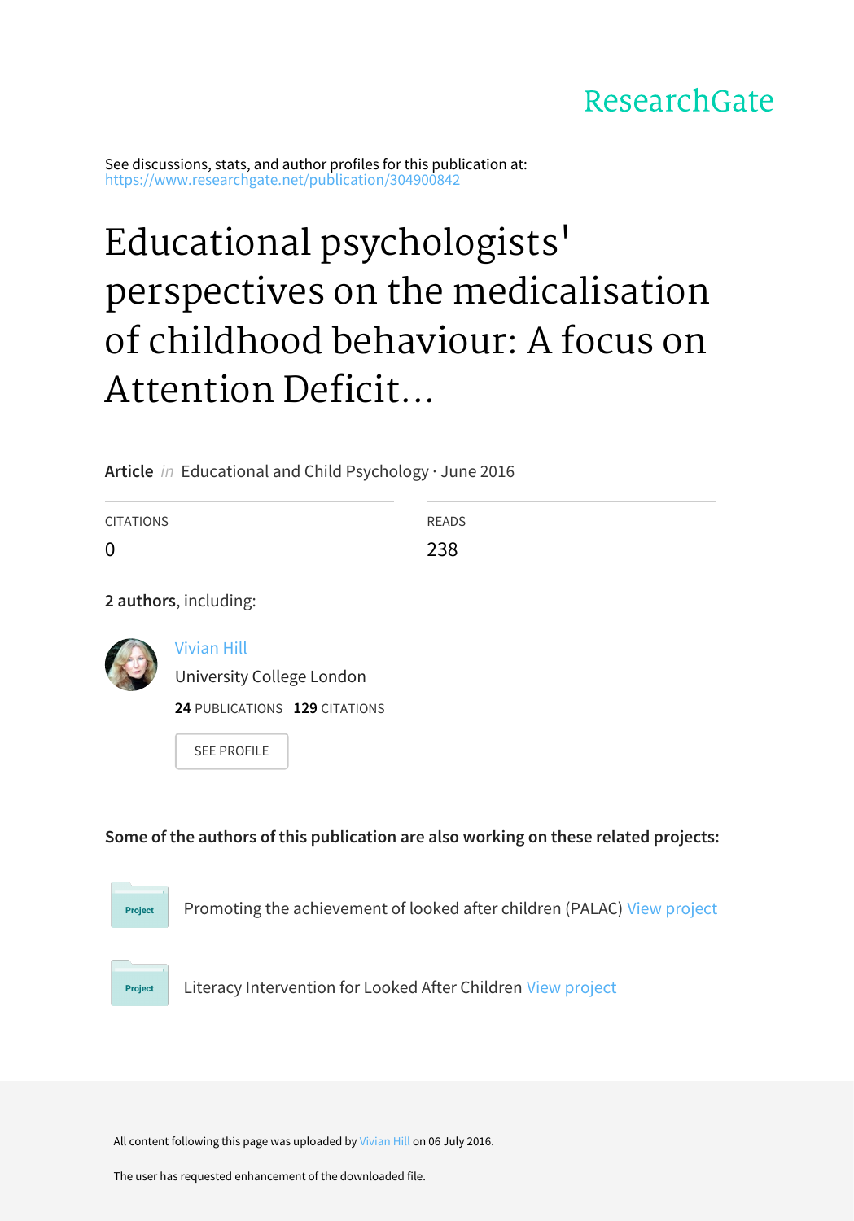ResearchGate

See discussions, stats, and author profiles for this publication at: https://www.researchgate.net/publication/304900842

# Educational psychologists' perspectives on the medicalisation of childhood behaviour: A focus on Attention Deficit...

**Article** *in* Educational and Child Psychology · June 2016

| CITATIONS | READS |
| --- | --- |
| 0 | 238 |

**2 authors**, including:

Vivian Hill
University College London
**24** PUBLICATIONS **129** CITATIONS

SEE PROFILE

**Some of the authors of this publication are also working on these related projects:**

Project: Promoting the achievement of looked after children (PALAC) View project

Project: Literacy Intervention for Looked After Children View project

All content following this page was uploaded by Vivian Hill on 06 July 2016.

The user has requested enhancement of the downloaded file.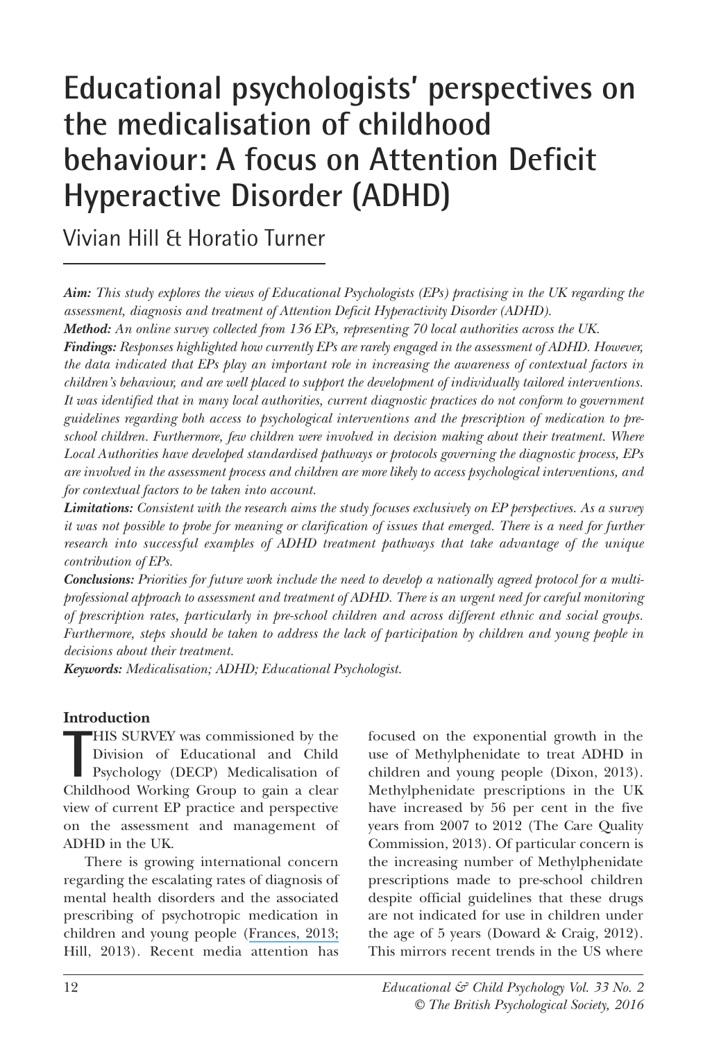# Educational psychologists' perspectives on the medicalisation of childhood behaviour: A focus on Attention Deficit Hyperactive Disorder (ADHD)

Vivian Hill & Horatio Turner

***Aim:*** *This study explores the views of Educational Psychologists (EPs) practising in the UK regarding the assessment, diagnosis and treatment of Attention Deficit Hyperactivity Disorder (ADHD).*

***Method:*** *An online survey collected from 136 EPs, representing 70 local authorities across the UK.*

***Findings:*** *Responses highlighted how currently EPs are rarely engaged in the assessment of ADHD. However, the data indicated that EPs play an important role in increasing the awareness of contextual factors in children's behaviour, and are well placed to support the development of individually tailored interventions. It was identified that in many local authorities, current diagnostic practices do not conform to government guidelines regarding both access to psychological interventions and the prescription of medication to pre-school children. Furthermore, few children were involved in decision making about their treatment. Where Local Authorities have developed standardised pathways or protocols governing the diagnostic process, EPs are involved in the assessment process and children are more likely to access psychological interventions, and for contextual factors to be taken into account.*

***Limitations:*** *Consistent with the research aims the study focuses exclusively on EP perspectives. As a survey it was not possible to probe for meaning or clarification of issues that emerged. There is a need for further research into successful examples of ADHD treatment pathways that take advantage of the unique contribution of EPs.*

***Conclusions:*** *Priorities for future work include the need to develop a nationally agreed protocol for a multi-professional approach to assessment and treatment of ADHD. There is an urgent need for careful monitoring of prescription rates, particularly in pre-school children and across different ethnic and social groups. Furthermore, steps should be taken to address the lack of participation by children and young people in decisions about their treatment.*

***Keywords:*** *Medicalisation; ADHD; Educational Psychologist.*

## Introduction

THIS SURVEY was commissioned by the Division of Educational and Child Psychology (DECP) Medicalisation of Childhood Working Group to gain a clear view of current EP practice and perspective on the assessment and management of ADHD in the UK.

There is growing international concern regarding the escalating rates of diagnosis of mental health disorders and the associated prescribing of psychotropic medication in children and young people (Frances, 2013; Hill, 2013). Recent media attention has focused on the exponential growth in the use of Methylphenidate to treat ADHD in children and young people (Dixon, 2013). Methylphenidate prescriptions in the UK have increased by 56 per cent in the five years from 2007 to 2012 (The Care Quality Commission, 2013). Of particular concern is the increasing number of Methylphenidate prescriptions made to pre-school children despite official guidelines that these drugs are not indicated for use in children under the age of 5 years (Doward & Craig, 2012). This mirrors recent trends in the US where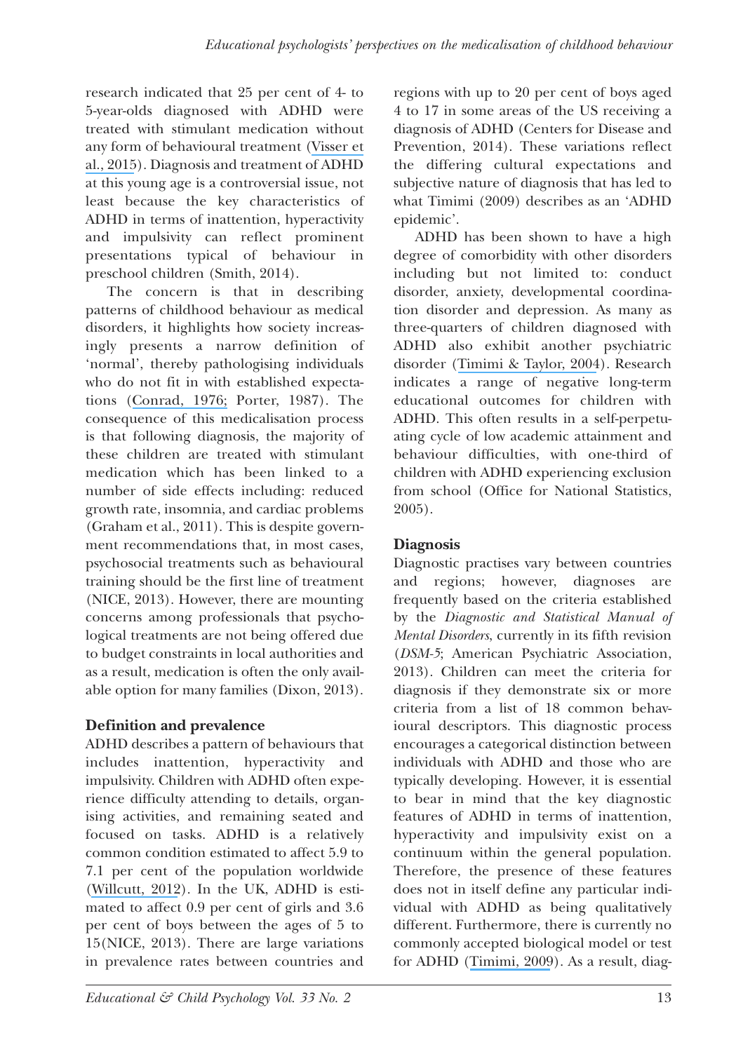research indicated that 25 per cent of 4- to 5-year-olds diagnosed with ADHD were treated with stimulant medication without any form of behavioural treatment (Visser et al., 2015). Diagnosis and treatment of ADHD at this young age is a controversial issue, not least because the key characteristics of ADHD in terms of inattention, hyperactivity and impulsivity can reflect prominent presentations typical of behaviour in preschool children (Smith, 2014).

The concern is that in describing patterns of childhood behaviour as medical disorders, it highlights how society increasingly presents a narrow definition of 'normal', thereby pathologising individuals who do not fit in with established expectations (Conrad, 1976; Porter, 1987). The consequence of this medicalisation process is that following diagnosis, the majority of these children are treated with stimulant medication which has been linked to a number of side effects including: reduced growth rate, insomnia, and cardiac problems (Graham et al., 2011). This is despite government recommendations that, in most cases, psychosocial treatments such as behavioural training should be the first line of treatment (NICE, 2013). However, there are mounting concerns among professionals that psychological treatments are not being offered due to budget constraints in local authorities and as a result, medication is often the only available option for many families (Dixon, 2013).

## Definition and prevalence

ADHD describes a pattern of behaviours that includes inattention, hyperactivity and impulsivity. Children with ADHD often experience difficulty attending to details, organising activities, and remaining seated and focused on tasks. ADHD is a relatively common condition estimated to affect 5.9 to 7.1 per cent of the population worldwide (Willcutt, 2012). In the UK, ADHD is estimated to affect 0.9 per cent of girls and 3.6 per cent of boys between the ages of 5 to 15(NICE, 2013). There are large variations in prevalence rates between countries and regions with up to 20 per cent of boys aged 4 to 17 in some areas of the US receiving a diagnosis of ADHD (Centers for Disease and Prevention, 2014). These variations reflect the differing cultural expectations and subjective nature of diagnosis that has led to what Timimi (2009) describes as an 'ADHD epidemic'.

ADHD has been shown to have a high degree of comorbidity with other disorders including but not limited to: conduct disorder, anxiety, developmental coordination disorder and depression. As many as three-quarters of children diagnosed with ADHD also exhibit another psychiatric disorder (Timimi & Taylor, 2004). Research indicates a range of negative long-term educational outcomes for children with ADHD. This often results in a self-perpetuating cycle of low academic attainment and behaviour difficulties, with one-third of children with ADHD experiencing exclusion from school (Office for National Statistics, 2005).

## Diagnosis

Diagnostic practises vary between countries and regions; however, diagnoses are frequently based on the criteria established by the *Diagnostic and Statistical Manual of Mental Disorders*, currently in its fifth revision (*DSM-5*; American Psychiatric Association, 2013). Children can meet the criteria for diagnosis if they demonstrate six or more criteria from a list of 18 common behavioural descriptors. This diagnostic process encourages a categorical distinction between individuals with ADHD and those who are typically developing. However, it is essential to bear in mind that the key diagnostic features of ADHD in terms of inattention, hyperactivity and impulsivity exist on a continuum within the general population. Therefore, the presence of these features does not in itself define any particular individual with ADHD as being qualitatively different. Furthermore, there is currently no commonly accepted biological model or test for ADHD (Timimi, 2009). As a result, diag-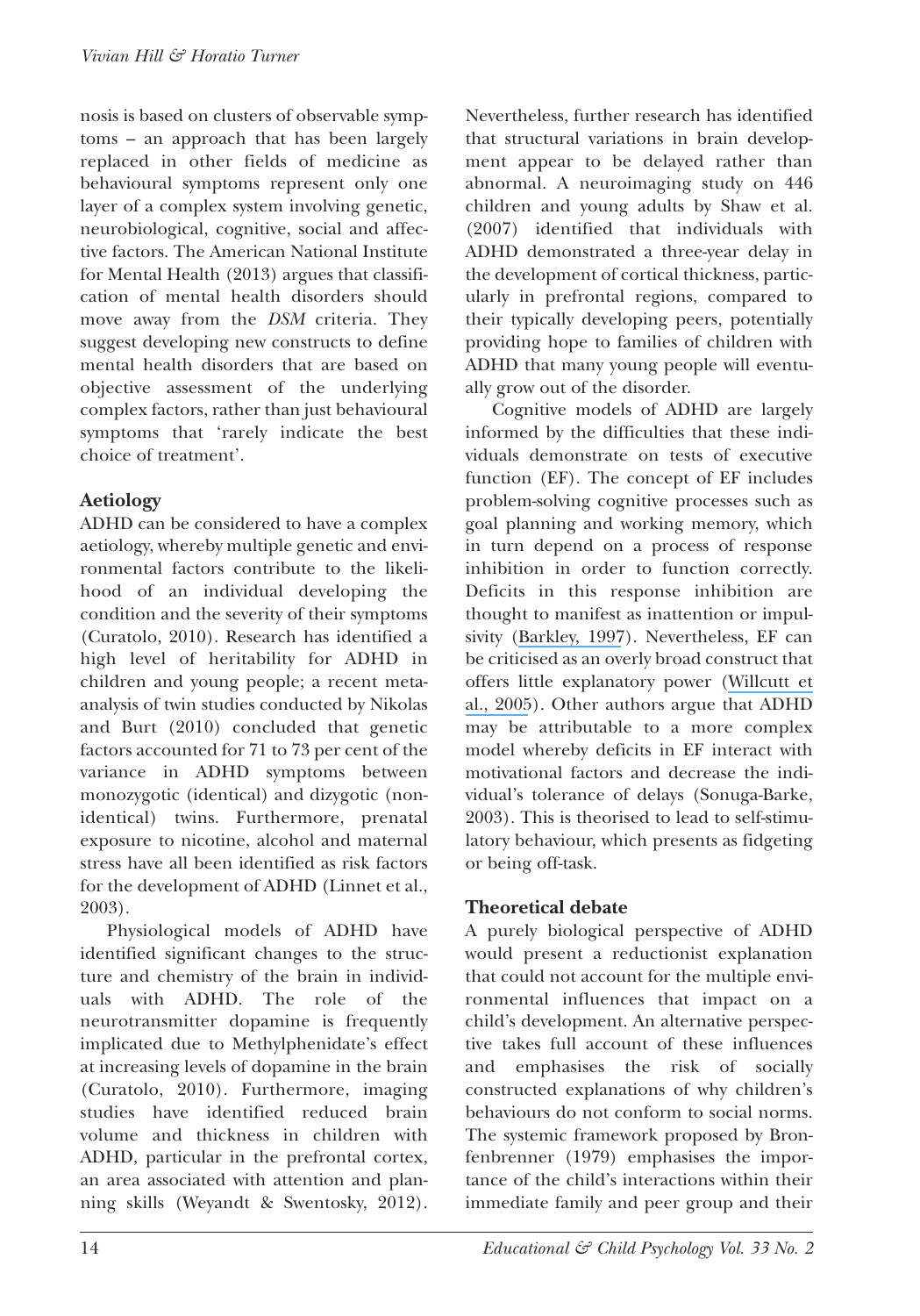nosis is based on clusters of observable symptoms – an approach that has been largely replaced in other fields of medicine as behavioural symptoms represent only one layer of a complex system involving genetic, neurobiological, cognitive, social and affective factors. The American National Institute for Mental Health (2013) argues that classification of mental health disorders should move away from the *DSM* criteria. They suggest developing new constructs to define mental health disorders that are based on objective assessment of the underlying complex factors, rather than just behavioural symptoms that 'rarely indicate the best choice of treatment'.

## Aetiology

ADHD can be considered to have a complex aetiology, whereby multiple genetic and environmental factors contribute to the likelihood of an individual developing the condition and the severity of their symptoms (Curatolo, 2010). Research has identified a high level of heritability for ADHD in children and young people; a recent meta-analysis of twin studies conducted by Nikolas and Burt (2010) concluded that genetic factors accounted for 71 to 73 per cent of the variance in ADHD symptoms between monozygotic (identical) and dizygotic (non-identical) twins. Furthermore, prenatal exposure to nicotine, alcohol and maternal stress have all been identified as risk factors for the development of ADHD (Linnet et al., 2003).

Physiological models of ADHD have identified significant changes to the structure and chemistry of the brain in individuals with ADHD. The role of the neurotransmitter dopamine is frequently implicated due to Methylphenidate's effect at increasing levels of dopamine in the brain (Curatolo, 2010). Furthermore, imaging studies have identified reduced brain volume and thickness in children with ADHD, particular in the prefrontal cortex, an area associated with attention and planning skills (Weyandt & Swentosky, 2012). Nevertheless, further research has identified that structural variations in brain development appear to be delayed rather than abnormal. A neuroimaging study on 446 children and young adults by Shaw et al. (2007) identified that individuals with ADHD demonstrated a three-year delay in the development of cortical thickness, particularly in prefrontal regions, compared to their typically developing peers, potentially providing hope to families of children with ADHD that many young people will eventually grow out of the disorder.

Cognitive models of ADHD are largely informed by the difficulties that these individuals demonstrate on tests of executive function (EF). The concept of EF includes problem-solving cognitive processes such as goal planning and working memory, which in turn depend on a process of response inhibition in order to function correctly. Deficits in this response inhibition are thought to manifest as inattention or impulsivity (Barkley, 1997). Nevertheless, EF can be criticised as an overly broad construct that offers little explanatory power (Willcutt et al., 2005). Other authors argue that ADHD may be attributable to a more complex model whereby deficits in EF interact with motivational factors and decrease the individual's tolerance of delays (Sonuga-Barke, 2003). This is theorised to lead to self-stimulatory behaviour, which presents as fidgeting or being off-task.

## Theoretical debate

A purely biological perspective of ADHD would present a reductionist explanation that could not account for the multiple environmental influences that impact on a child's development. An alternative perspective takes full account of these influences and emphasises the risk of socially constructed explanations of why children's behaviours do not conform to social norms. The systemic framework proposed by Bronfenbrenner (1979) emphasises the importance of the child's interactions within their immediate family and peer group and their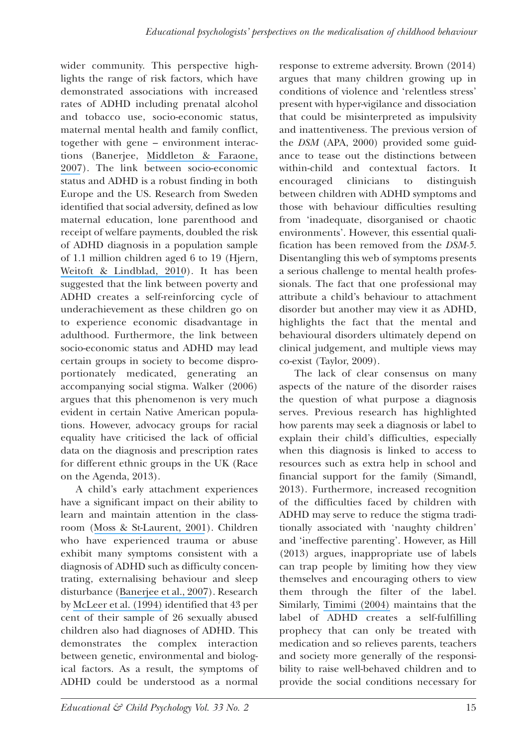wider community. This perspective highlights the range of risk factors, which have demonstrated associations with increased rates of ADHD including prenatal alcohol and tobacco use, socio-economic status, maternal mental health and family conflict, together with gene – environment interactions (Banerjee, Middleton & Faraone, 2007). The link between socio-economic status and ADHD is a robust finding in both Europe and the US. Research from Sweden identified that social adversity, defined as low maternal education, lone parenthood and receipt of welfare payments, doubled the risk of ADHD diagnosis in a population sample of 1.1 million children aged 6 to 19 (Hjern, Weitoft & Lindblad, 2010). It has been suggested that the link between poverty and ADHD creates a self-reinforcing cycle of underachievement as these children go on to experience economic disadvantage in adulthood. Furthermore, the link between socio-economic status and ADHD may lead certain groups in society to become disproportionately medicated, generating an accompanying social stigma. Walker (2006) argues that this phenomenon is very much evident in certain Native American populations. However, advocacy groups for racial equality have criticised the lack of official data on the diagnosis and prescription rates for different ethnic groups in the UK (Race on the Agenda, 2013).

A child's early attachment experiences have a significant impact on their ability to learn and maintain attention in the classroom (Moss & St-Laurent, 2001). Children who have experienced trauma or abuse exhibit many symptoms consistent with a diagnosis of ADHD such as difficulty concentrating, externalising behaviour and sleep disturbance (Banerjee et al., 2007). Research by McLeer et al. (1994) identified that 43 per cent of their sample of 26 sexually abused children also had diagnoses of ADHD. This demonstrates the complex interaction between genetic, environmental and biological factors. As a result, the symptoms of ADHD could be understood as a normal response to extreme adversity. Brown (2014) argues that many children growing up in conditions of violence and 'relentless stress' present with hyper-vigilance and dissociation that could be misinterpreted as impulsivity and inattentiveness. The previous version of the *DSM* (APA, 2000) provided some guidance to tease out the distinctions between within-child and contextual factors. It encouraged clinicians to distinguish between children with ADHD symptoms and those with behaviour difficulties resulting from 'inadequate, disorganised or chaotic environments'. However, this essential qualification has been removed from the *DSM-5*. Disentangling this web of symptoms presents a serious challenge to mental health professionals. The fact that one professional may attribute a child's behaviour to attachment disorder but another may view it as ADHD, highlights the fact that the mental and behavioural disorders ultimately depend on clinical judgement, and multiple views may co-exist (Taylor, 2009).

The lack of clear consensus on many aspects of the nature of the disorder raises the question of what purpose a diagnosis serves. Previous research has highlighted how parents may seek a diagnosis or label to explain their child's difficulties, especially when this diagnosis is linked to access to resources such as extra help in school and financial support for the family (Simandl, 2013). Furthermore, increased recognition of the difficulties faced by children with ADHD may serve to reduce the stigma traditionally associated with 'naughty children' and 'ineffective parenting'. However, as Hill (2013) argues, inappropriate use of labels can trap people by limiting how they view themselves and encouraging others to view them through the filter of the label. Similarly, Timimi (2004) maintains that the label of ADHD creates a self-fulfilling prophecy that can only be treated with medication and so relieves parents, teachers and society more generally of the responsibility to raise well-behaved children and to provide the social conditions necessary for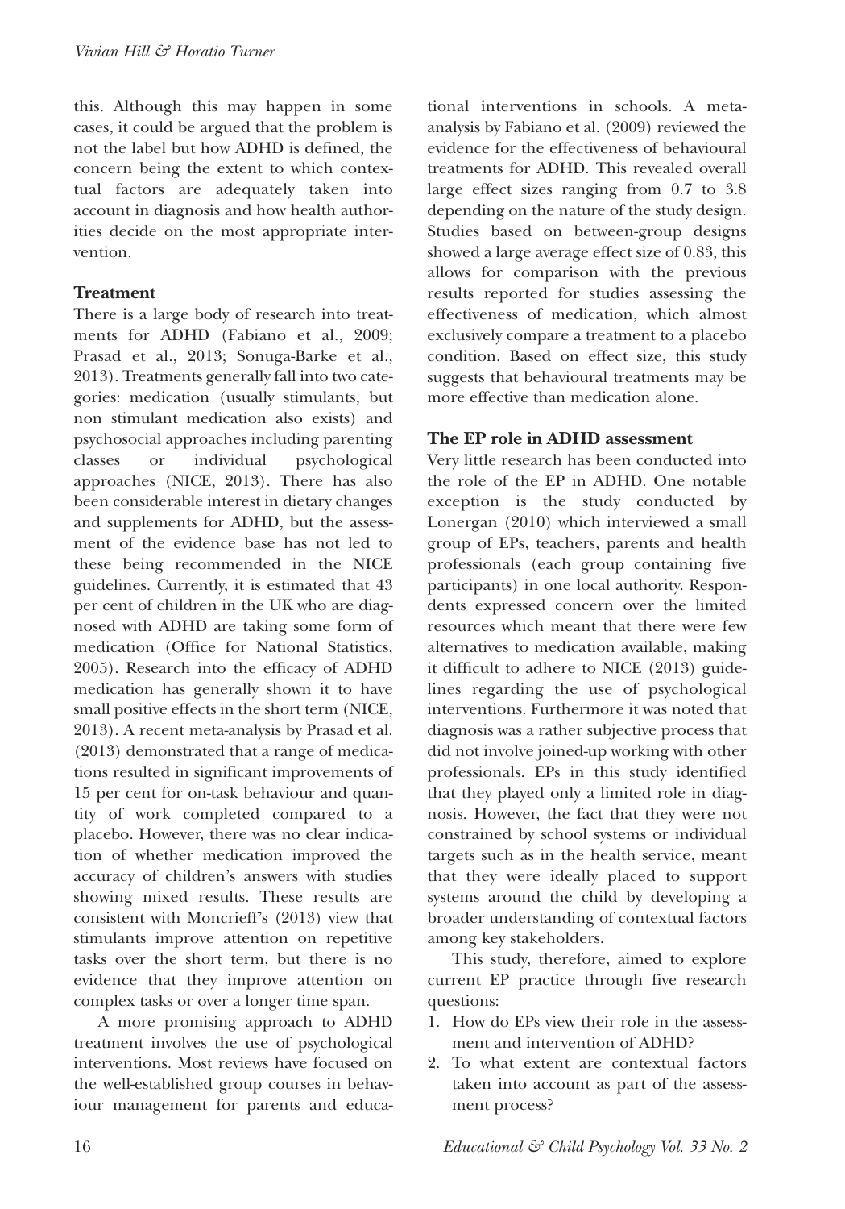this. Although this may happen in some cases, it could be argued that the problem is not the label but how ADHD is defined, the concern being the extent to which contextual factors are adequately taken into account in diagnosis and how health authorities decide on the most appropriate intervention.

## Treatment

There is a large body of research into treatments for ADHD (Fabiano et al., 2009; Prasad et al., 2013; Sonuga-Barke et al., 2013). Treatments generally fall into two categories: medication (usually stimulants, but non stimulant medication also exists) and psychosocial approaches including parenting classes or individual psychological approaches (NICE, 2013). There has also been considerable interest in dietary changes and supplements for ADHD, but the assessment of the evidence base has not led to these being recommended in the NICE guidelines. Currently, it is estimated that 43 per cent of children in the UK who are diagnosed with ADHD are taking some form of medication (Office for National Statistics, 2005). Research into the efficacy of ADHD medication has generally shown it to have small positive effects in the short term (NICE, 2013). A recent meta-analysis by Prasad et al. (2013) demonstrated that a range of medications resulted in significant improvements of 15 per cent for on-task behaviour and quantity of work completed compared to a placebo. However, there was no clear indication of whether medication improved the accuracy of children's answers with studies showing mixed results. These results are consistent with Moncrieff's (2013) view that stimulants improve attention on repetitive tasks over the short term, but there is no evidence that they improve attention on complex tasks or over a longer time span.

A more promising approach to ADHD treatment involves the use of psychological interventions. Most reviews have focused on the well-established group courses in behaviour management for parents and educational interventions in schools. A meta-analysis by Fabiano et al. (2009) reviewed the evidence for the effectiveness of behavioural treatments for ADHD. This revealed overall large effect sizes ranging from 0.7 to 3.8 depending on the nature of the study design. Studies based on between-group designs showed a large average effect size of 0.83, this allows for comparison with the previous results reported for studies assessing the effectiveness of medication, which almost exclusively compare a treatment to a placebo condition. Based on effect size, this study suggests that behavioural treatments may be more effective than medication alone.

## The EP role in ADHD assessment

Very little research has been conducted into the role of the EP in ADHD. One notable exception is the study conducted by Lonergan (2010) which interviewed a small group of EPs, teachers, parents and health professionals (each group containing five participants) in one local authority. Respondents expressed concern over the limited resources which meant that there were few alternatives to medication available, making it difficult to adhere to NICE (2013) guidelines regarding the use of psychological interventions. Furthermore it was noted that diagnosis was a rather subjective process that did not involve joined-up working with other professionals. EPs in this study identified that they played only a limited role in diagnosis. However, the fact that they were not constrained by school systems or individual targets such as in the health service, meant that they were ideally placed to support systems around the child by developing a broader understanding of contextual factors among key stakeholders.

This study, therefore, aimed to explore current EP practice through five research questions:

1. How do EPs view their role in the assessment and intervention of ADHD?
2. To what extent are contextual factors taken into account as part of the assessment process?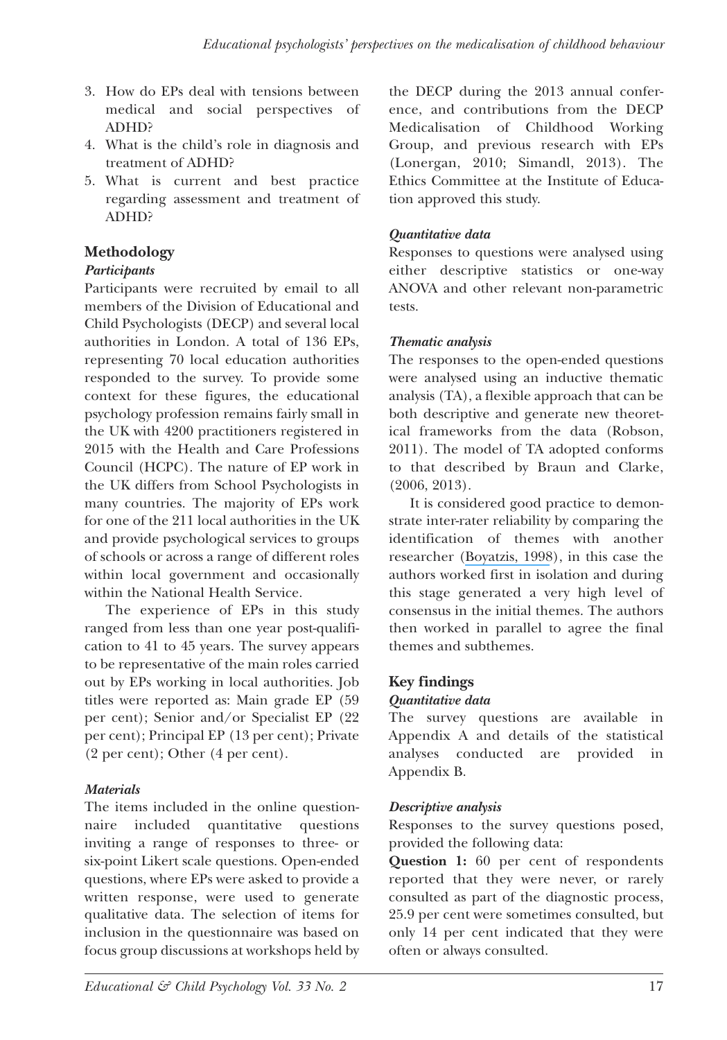3. How do EPs deal with tensions between medical and social perspectives of ADHD?
4. What is the child's role in diagnosis and treatment of ADHD?
5. What is current and best practice regarding assessment and treatment of ADHD?

## Methodology

### *Participants*

Participants were recruited by email to all members of the Division of Educational and Child Psychologists (DECP) and several local authorities in London. A total of 136 EPs, representing 70 local education authorities responded to the survey. To provide some context for these figures, the educational psychology profession remains fairly small in the UK with 4200 practitioners registered in 2015 with the Health and Care Professions Council (HCPC). The nature of EP work in the UK differs from School Psychologists in many countries. The majority of EPs work for one of the 211 local authorities in the UK and provide psychological services to groups of schools or across a range of different roles within local government and occasionally within the National Health Service.

The experience of EPs in this study ranged from less than one year post-qualification to 41 to 45 years. The survey appears to be representative of the main roles carried out by EPs working in local authorities. Job titles were reported as: Main grade EP (59 per cent); Senior and/or Specialist EP (22 per cent); Principal EP (13 per cent); Private (2 per cent); Other (4 per cent).

### *Materials*

The items included in the online questionnaire included quantitative questions inviting a range of responses to three- or six-point Likert scale questions. Open-ended questions, where EPs were asked to provide a written response, were used to generate qualitative data. The selection of items for inclusion in the questionnaire was based on focus group discussions at workshops held by the DECP during the 2013 annual conference, and contributions from the DECP Medicalisation of Childhood Working Group, and previous research with EPs (Lonergan, 2010; Simandl, 2013). The Ethics Committee at the Institute of Education approved this study.

### *Quantitative data*

Responses to questions were analysed using either descriptive statistics or one-way ANOVA and other relevant non-parametric tests.

### *Thematic analysis*

The responses to the open-ended questions were analysed using an inductive thematic analysis (TA), a flexible approach that can be both descriptive and generate new theoretical frameworks from the data (Robson, 2011). The model of TA adopted conforms to that described by Braun and Clarke, (2006, 2013).

It is considered good practice to demonstrate inter-rater reliability by comparing the identification of themes with another researcher (Boyatzis, 1998), in this case the authors worked first in isolation and during this stage generated a very high level of consensus in the initial themes. The authors then worked in parallel to agree the final themes and subthemes.

## Key findings

### *Quantitative data*

The survey questions are available in Appendix A and details of the statistical analyses conducted are provided in Appendix B.

### *Descriptive analysis*

Responses to the survey questions posed, provided the following data:

**Question 1:** 60 per cent of respondents reported that they were never, or rarely consulted as part of the diagnostic process, 25.9 per cent were sometimes consulted, but only 14 per cent indicated that they were often or always consulted.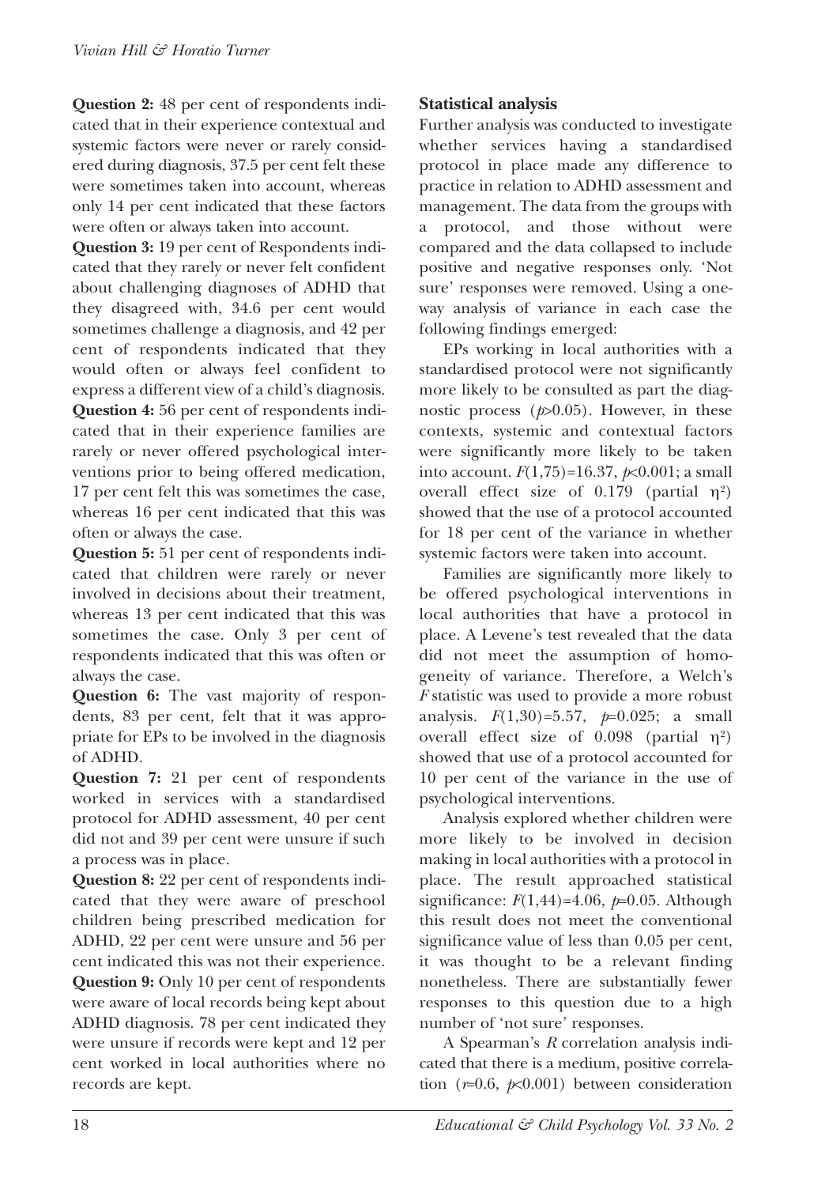**Question 2:** 48 per cent of respondents indicated that in their experience contextual and systemic factors were never or rarely considered during diagnosis, 37.5 per cent felt these were sometimes taken into account, whereas only 14 per cent indicated that these factors were often or always taken into account.

**Question 3:** 19 per cent of Respondents indicated that they rarely or never felt confident about challenging diagnoses of ADHD that they disagreed with, 34.6 per cent would sometimes challenge a diagnosis, and 42 per cent of respondents indicated that they would often or always feel confident to express a different view of a child's diagnosis.

**Question 4:** 56 per cent of respondents indicated that in their experience families are rarely or never offered psychological interventions prior to being offered medication, 17 per cent felt this was sometimes the case, whereas 16 per cent indicated that this was often or always the case.

**Question 5:** 51 per cent of respondents indicated that children were rarely or never involved in decisions about their treatment, whereas 13 per cent indicated that this was sometimes the case. Only 3 per cent of respondents indicated that this was often or always the case.

**Question 6:** The vast majority of respondents, 83 per cent, felt that it was appropriate for EPs to be involved in the diagnosis of ADHD.

**Question 7:** 21 per cent of respondents worked in services with a standardised protocol for ADHD assessment, 40 per cent did not and 39 per cent were unsure if such a process was in place.

**Question 8:** 22 per cent of respondents indicated that they were aware of preschool children being prescribed medication for ADHD, 22 per cent were unsure and 56 per cent indicated this was not their experience.

**Question 9:** Only 10 per cent of respondents were aware of local records being kept about ADHD diagnosis. 78 per cent indicated they were unsure if records were kept and 12 per cent worked in local authorities where no records are kept.

### Statistical analysis

Further analysis was conducted to investigate whether services having a standardised protocol in place made any difference to practice in relation to ADHD assessment and management. The data from the groups with a protocol, and those without were compared and the data collapsed to include positive and negative responses only. 'Not sure' responses were removed. Using a one-way analysis of variance in each case the following findings emerged:

EPs working in local authorities with a standardised protocol were not significantly more likely to be consulted as part the diagnostic process ($p>0.05$). However, in these contexts, systemic and contextual factors were significantly more likely to be taken into account. $F(1,75)=16.37$, $p<0.001$; a small overall effect size of 0.179 (partial $\eta^2$) showed that the use of a protocol accounted for 18 per cent of the variance in whether systemic factors were taken into account.

Families are significantly more likely to be offered psychological interventions in local authorities that have a protocol in place. A Levene's test revealed that the data did not meet the assumption of homogeneity of variance. Therefore, a Welch's *F* statistic was used to provide a more robust analysis. $F(1,30)=5.57$, $p=0.025$; a small overall effect size of 0.098 (partial $\eta^2$) showed that use of a protocol accounted for 10 per cent of the variance in the use of psychological interventions.

Analysis explored whether children were more likely to be involved in decision making in local authorities with a protocol in place. The result approached statistical significance: $F(1,44)=4.06$, $p=0.05$. Although this result does not meet the conventional significance value of less than 0.05 per cent, it was thought to be a relevant finding nonetheless. There are substantially fewer responses to this question due to a high number of 'not sure' responses.

A Spearman's *R* correlation analysis indicated that there is a medium, positive correlation ($r=0.6$, $p<0.001$) between consideration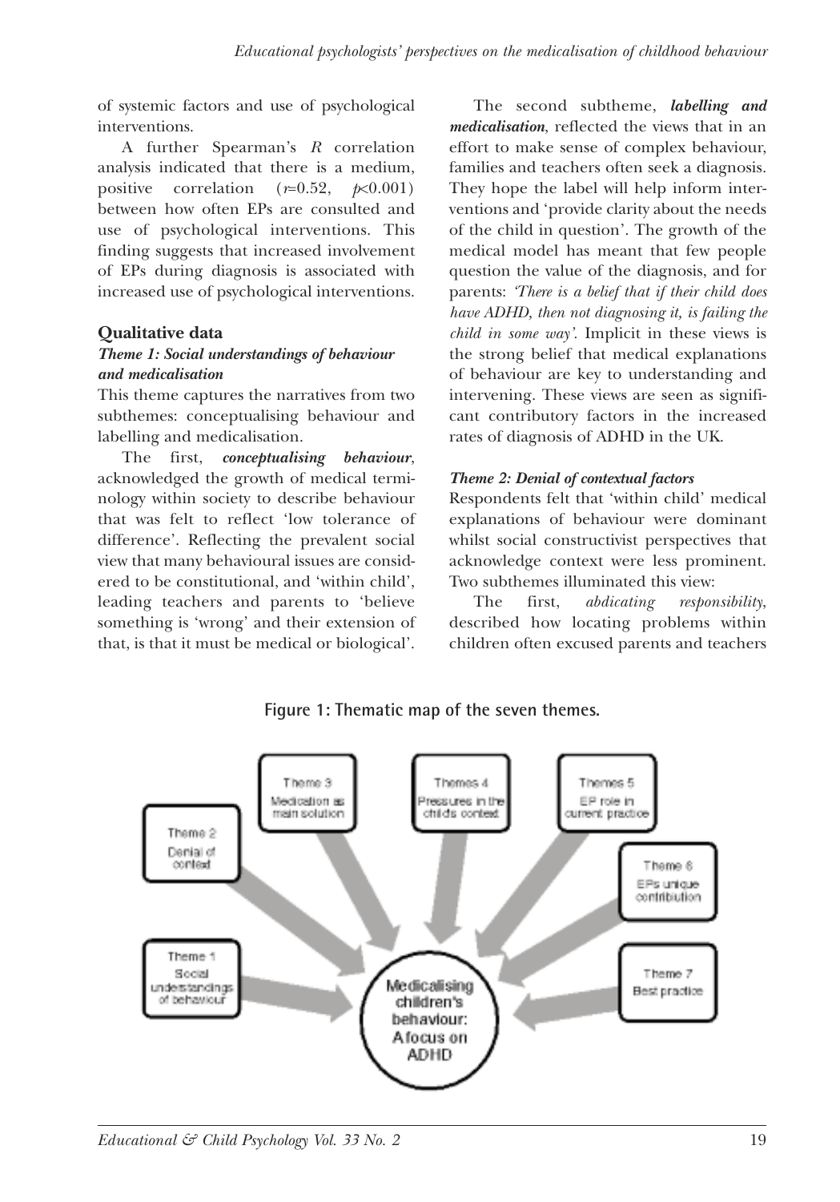of systemic factors and use of psychological interventions.

A further Spearman's *R* correlation analysis indicated that there is a medium, positive correlation ($r$=0.52, $p$<0.001) between how often EPs are consulted and use of psychological interventions. This finding suggests that increased involvement of EPs during diagnosis is associated with increased use of psychological interventions.

## Qualitative data

### *Theme 1: Social understandings of behaviour and medicalisation*

This theme captures the narratives from two subthemes: conceptualising behaviour and labelling and medicalisation.

The first, ***conceptualising behaviour***, acknowledged the growth of medical terminology within society to describe behaviour that was felt to reflect 'low tolerance of difference'. Reflecting the prevalent social view that many behavioural issues are considered to be constitutional, and 'within child', leading teachers and parents to 'believe something is 'wrong' and their extension of that, is that it must be medical or biological'.

The second subtheme, ***labelling and medicalisation***, reflected the views that in an effort to make sense of complex behaviour, families and teachers often seek a diagnosis. They hope the label will help inform interventions and 'provide clarity about the needs of the child in question'. The growth of the medical model has meant that few people question the value of the diagnosis, and for parents: *'There is a belief that if their child does have ADHD, then not diagnosing it, is failing the child in some way'.* Implicit in these views is the strong belief that medical explanations of behaviour are key to understanding and intervening. These views are seen as significant contributory factors in the increased rates of diagnosis of ADHD in the UK.

### *Theme 2: Denial of contextual factors*

Respondents felt that 'within child' medical explanations of behaviour were dominant whilst social constructivist perspectives that acknowledge context were less prominent. Two subthemes illuminated this view:

The first, *abdicating responsibility*, described how locating problems within children often excused parents and teachers

**Figure 1: Thematic map of the seven themes.**

Theme 1 Social understandings of behaviour; Theme 2 Denial of context; Theme 3 Medication as main solution; Themes 4 Pressures in the childs context; Themes 5 EP role in current practice; Theme 6 EPs unique contribution; Theme 7 Best practice → Medicalising children's behaviour: A focus on ADHD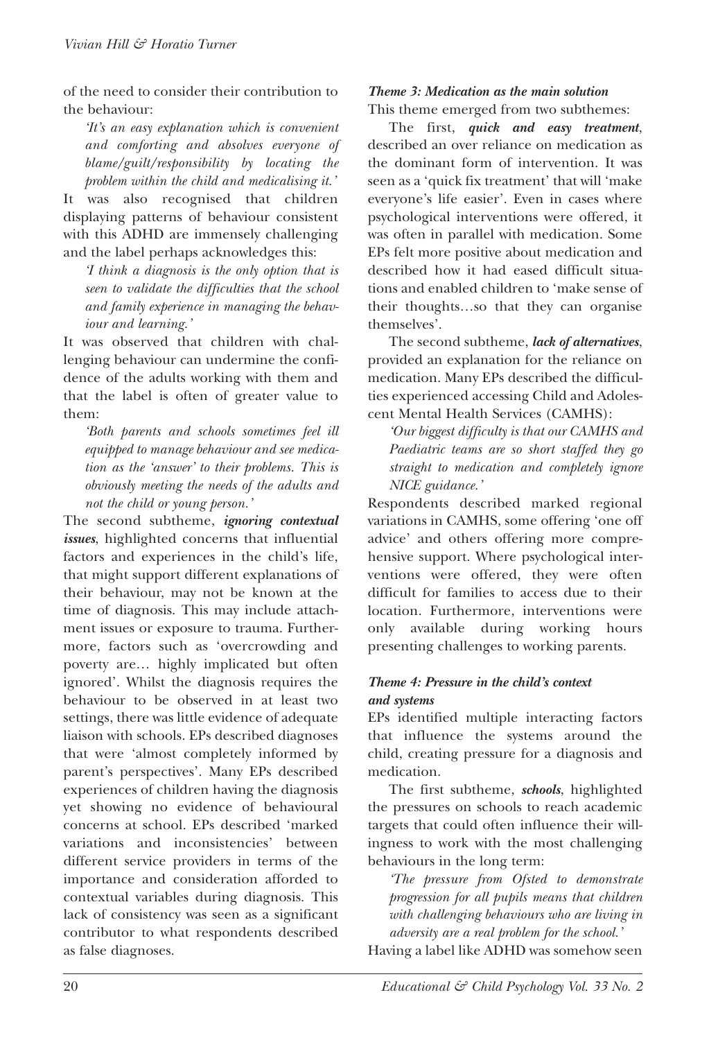of the need to consider their contribution to the behaviour:

> *'It's an easy explanation which is convenient and comforting and absolves everyone of blame/guilt/responsibility by locating the problem within the child and medicalising it.'*

It was also recognised that children displaying patterns of behaviour consistent with this ADHD are immensely challenging and the label perhaps acknowledges this:

> *'I think a diagnosis is the only option that is seen to validate the difficulties that the school and family experience in managing the behaviour and learning.'*

It was observed that children with challenging behaviour can undermine the confidence of the adults working with them and that the label is often of greater value to them:

> *'Both parents and schools sometimes feel ill equipped to manage behaviour and see medication as the 'answer' to their problems. This is obviously meeting the needs of the adults and not the child or young person.'*

The second subtheme, ***ignoring contextual issues***, highlighted concerns that influential factors and experiences in the child's life, that might support different explanations of their behaviour, may not be known at the time of diagnosis. This may include attachment issues or exposure to trauma. Furthermore, factors such as 'overcrowding and poverty are… highly implicated but often ignored'. Whilst the diagnosis requires the behaviour to be observed in at least two settings, there was little evidence of adequate liaison with schools. EPs described diagnoses that were 'almost completely informed by parent's perspectives'. Many EPs described experiences of children having the diagnosis yet showing no evidence of behavioural concerns at school. EPs described 'marked variations and inconsistencies' between different service providers in terms of the importance and consideration afforded to contextual variables during diagnosis. This lack of consistency was seen as a significant contributor to what respondents described as false diagnoses.

### *Theme 3: Medication as the main solution*

This theme emerged from two subthemes:

The first, ***quick and easy treatment***, described an over reliance on medication as the dominant form of intervention. It was seen as a 'quick fix treatment' that will 'make everyone's life easier'. Even in cases where psychological interventions were offered, it was often in parallel with medication. Some EPs felt more positive about medication and described how it had eased difficult situations and enabled children to 'make sense of their thoughts…so that they can organise themselves'.

The second subtheme, ***lack of alternatives***, provided an explanation for the reliance on medication. Many EPs described the difficulties experienced accessing Child and Adolescent Mental Health Services (CAMHS):

> *'Our biggest difficulty is that our CAMHS and Paediatric teams are so short staffed they go straight to medication and completely ignore NICE guidance.'*

Respondents described marked regional variations in CAMHS, some offering 'one off advice' and others offering more comprehensive support. Where psychological interventions were offered, they were often difficult for families to access due to their location. Furthermore, interventions were only available during working hours presenting challenges to working parents.

### *Theme 4: Pressure in the child's context and systems*

EPs identified multiple interacting factors that influence the systems around the child, creating pressure for a diagnosis and medication.

The first subtheme, ***schools***, highlighted the pressures on schools to reach academic targets that could often influence their willingness to work with the most challenging behaviours in the long term:

> *'The pressure from Ofsted to demonstrate progression for all pupils means that children with challenging behaviours who are living in adversity are a real problem for the school.'*

Having a label like ADHD was somehow seen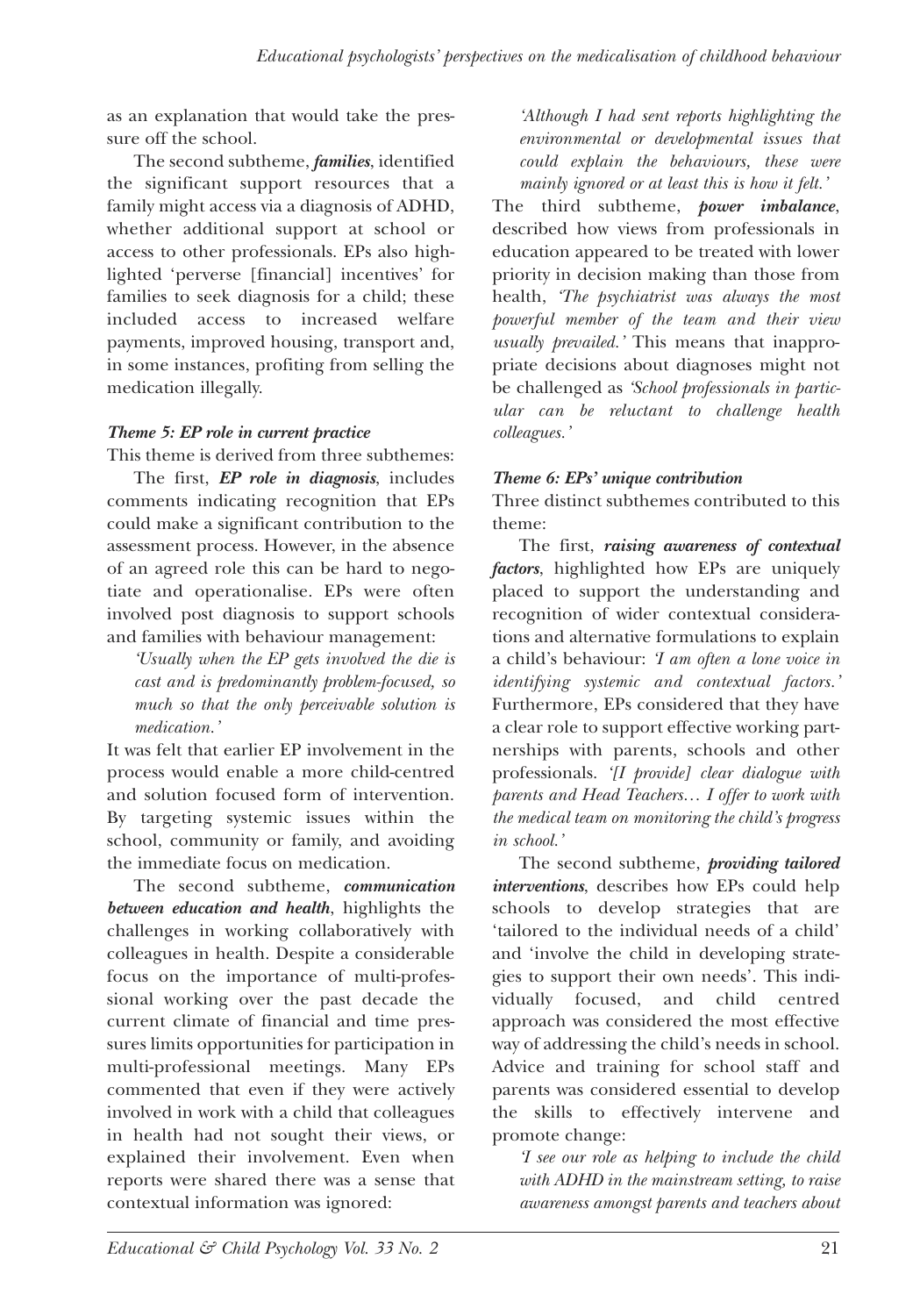as an explanation that would take the pressure off the school.

The second subtheme, ***families***, identified the significant support resources that a family might access via a diagnosis of ADHD, whether additional support at school or access to other professionals. EPs also highlighted 'perverse [financial] incentives' for families to seek diagnosis for a child; these included access to increased welfare payments, improved housing, transport and, in some instances, profiting from selling the medication illegally.

### *Theme 5: EP role in current practice*

This theme is derived from three subthemes:

The first, ***EP role in diagnosis***, includes comments indicating recognition that EPs could make a significant contribution to the assessment process. However, in the absence of an agreed role this can be hard to negotiate and operationalise. EPs were often involved post diagnosis to support schools and families with behaviour management:

> *'Usually when the EP gets involved the die is cast and is predominantly problem-focused, so much so that the only perceivable solution is medication.'*

It was felt that earlier EP involvement in the process would enable a more child-centred and solution focused form of intervention. By targeting systemic issues within the school, community or family, and avoiding the immediate focus on medication.

The second subtheme, ***communication between education and health***, highlights the challenges in working collaboratively with colleagues in health. Despite a considerable focus on the importance of multi-professional working over the past decade the current climate of financial and time pressures limits opportunities for participation in multi-professional meetings. Many EPs commented that even if they were actively involved in work with a child that colleagues in health had not sought their views, or explained their involvement. Even when reports were shared there was a sense that contextual information was ignored:

> *'Although I had sent reports highlighting the environmental or developmental issues that could explain the behaviours, these were mainly ignored or at least this is how it felt.'*

The third subtheme, ***power imbalance***, described how views from professionals in education appeared to be treated with lower priority in decision making than those from health, *'The psychiatrist was always the most powerful member of the team and their view usually prevailed.'* This means that inappropriate decisions about diagnoses might not be challenged as *'School professionals in particular can be reluctant to challenge health colleagues.'*

### *Theme 6: EPs' unique contribution*

Three distinct subthemes contributed to this theme:

The first, ***raising awareness of contextual factors***, highlighted how EPs are uniquely placed to support the understanding and recognition of wider contextual considerations and alternative formulations to explain a child's behaviour: *'I am often a lone voice in identifying systemic and contextual factors.'* Furthermore, EPs considered that they have a clear role to support effective working partnerships with parents, schools and other professionals. *'[I provide] clear dialogue with parents and Head Teachers… I offer to work with the medical team on monitoring the child's progress in school.'*

The second subtheme, ***providing tailored interventions***, describes how EPs could help schools to develop strategies that are 'tailored to the individual needs of a child' and 'involve the child in developing strategies to support their own needs'. This individually focused, and child centred approach was considered the most effective way of addressing the child's needs in school. Advice and training for school staff and parents was considered essential to develop the skills to effectively intervene and promote change:

> *'I see our role as helping to include the child with ADHD in the mainstream setting, to raise awareness amongst parents and teachers about*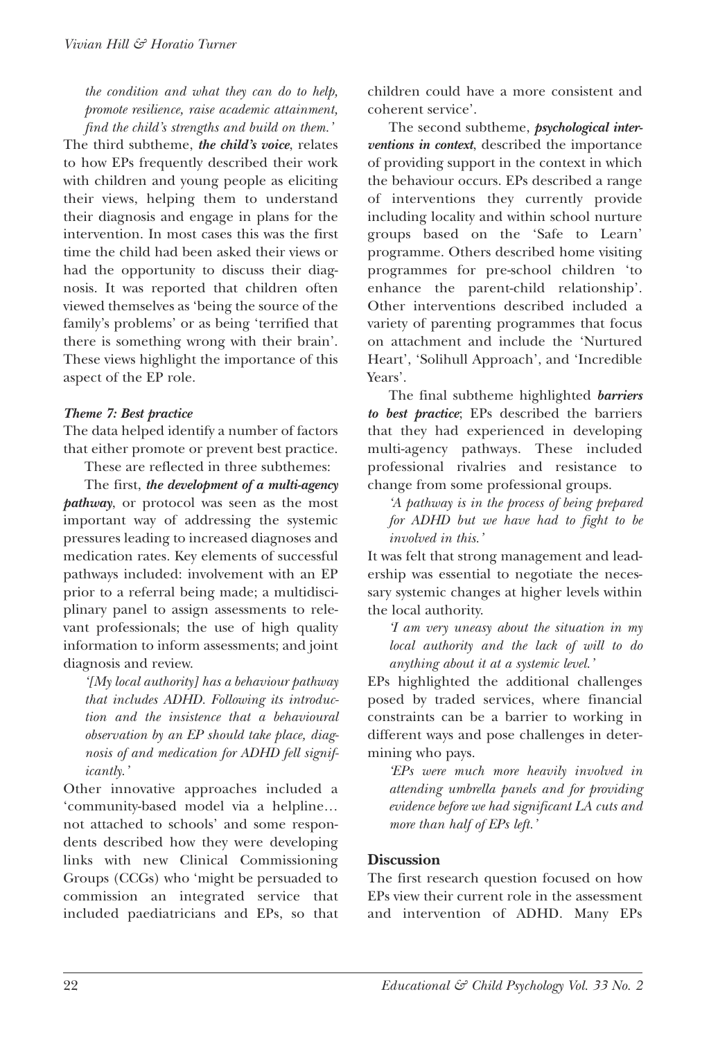*the condition and what they can do to help, promote resilience, raise academic attainment, find the child's strengths and build on them.'*

The third subtheme, ***the child's voice***, relates to how EPs frequently described their work with children and young people as eliciting their views, helping them to understand their diagnosis and engage in plans for the intervention. In most cases this was the first time the child had been asked their views or had the opportunity to discuss their diagnosis. It was reported that children often viewed themselves as 'being the source of the family's problems' or as being 'terrified that there is something wrong with their brain'. These views highlight the importance of this aspect of the EP role.

### *Theme 7: Best practice*

The data helped identify a number of factors that either promote or prevent best practice.

These are reflected in three subthemes:

The first, ***the development of a multi-agency pathway***, or protocol was seen as the most important way of addressing the systemic pressures leading to increased diagnoses and medication rates. Key elements of successful pathways included: involvement with an EP prior to a referral being made; a multidisciplinary panel to assign assessments to relevant professionals; the use of high quality information to inform assessments; and joint diagnosis and review.

> *'[My local authority] has a behaviour pathway that includes ADHD. Following its introduction and the insistence that a behavioural observation by an EP should take place, diagnosis of and medication for ADHD fell significantly.'*

Other innovative approaches included a 'community-based model via a helpline… not attached to schools' and some respondents described how they were developing links with new Clinical Commissioning Groups (CCGs) who 'might be persuaded to commission an integrated service that included paediatricians and EPs, so that children could have a more consistent and coherent service'.

The second subtheme, ***psychological interventions in context***, described the importance of providing support in the context in which the behaviour occurs. EPs described a range of interventions they currently provide including locality and within school nurture groups based on the 'Safe to Learn' programme. Others described home visiting programmes for pre-school children 'to enhance the parent-child relationship'. Other interventions described included a variety of parenting programmes that focus on attachment and include the 'Nurtured Heart', 'Solihull Approach', and 'Incredible Years'.

The final subtheme highlighted ***barriers to best practice***; EPs described the barriers that they had experienced in developing multi-agency pathways. These included professional rivalries and resistance to change from some professional groups.

> *'A pathway is in the process of being prepared for ADHD but we have had to fight to be involved in this.'*

It was felt that strong management and leadership was essential to negotiate the necessary systemic changes at higher levels within the local authority.

> *'I am very uneasy about the situation in my local authority and the lack of will to do anything about it at a systemic level.'*

EPs highlighted the additional challenges posed by traded services, where financial constraints can be a barrier to working in different ways and pose challenges in determining who pays.

> *'EPs were much more heavily involved in attending umbrella panels and for providing evidence before we had significant LA cuts and more than half of EPs left.'*

## Discussion

The first research question focused on how EPs view their current role in the assessment and intervention of ADHD. Many EPs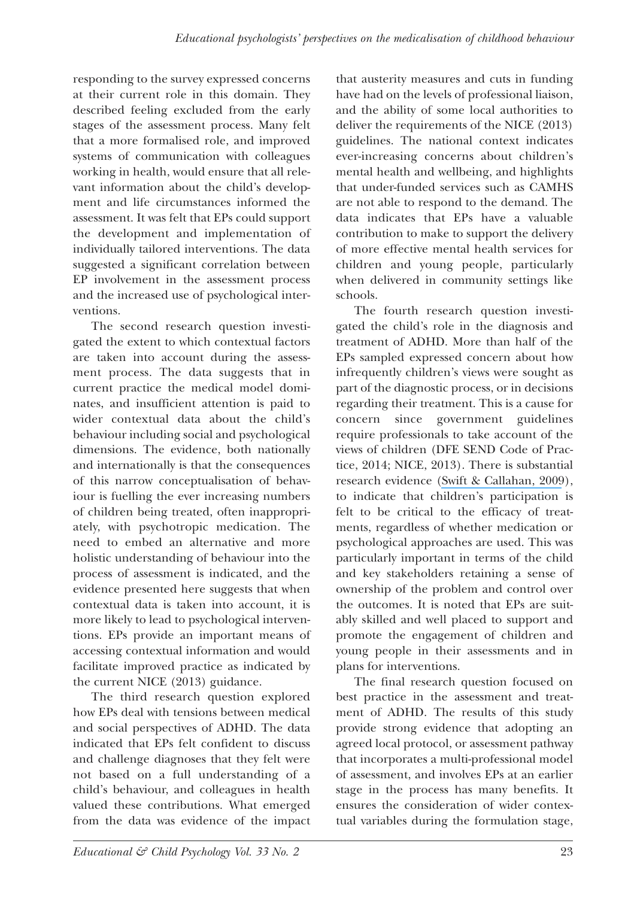responding to the survey expressed concerns at their current role in this domain. They described feeling excluded from the early stages of the assessment process. Many felt that a more formalised role, and improved systems of communication with colleagues working in health, would ensure that all relevant information about the child's development and life circumstances informed the assessment. It was felt that EPs could support the development and implementation of individually tailored interventions. The data suggested a significant correlation between EP involvement in the assessment process and the increased use of psychological interventions.

The second research question investigated the extent to which contextual factors are taken into account during the assessment process. The data suggests that in current practice the medical model dominates, and insufficient attention is paid to wider contextual data about the child's behaviour including social and psychological dimensions. The evidence, both nationally and internationally is that the consequences of this narrow conceptualisation of behaviour is fuelling the ever increasing numbers of children being treated, often inappropriately, with psychotropic medication. The need to embed an alternative and more holistic understanding of behaviour into the process of assessment is indicated, and the evidence presented here suggests that when contextual data is taken into account, it is more likely to lead to psychological interventions. EPs provide an important means of accessing contextual information and would facilitate improved practice as indicated by the current NICE (2013) guidance.

The third research question explored how EPs deal with tensions between medical and social perspectives of ADHD. The data indicated that EPs felt confident to discuss and challenge diagnoses that they felt were not based on a full understanding of a child's behaviour, and colleagues in health valued these contributions. What emerged from the data was evidence of the impact that austerity measures and cuts in funding have had on the levels of professional liaison, and the ability of some local authorities to deliver the requirements of the NICE (2013) guidelines. The national context indicates ever-increasing concerns about children's mental health and wellbeing, and highlights that under-funded services such as CAMHS are not able to respond to the demand. The data indicates that EPs have a valuable contribution to make to support the delivery of more effective mental health services for children and young people, particularly when delivered in community settings like schools.

The fourth research question investigated the child's role in the diagnosis and treatment of ADHD. More than half of the EPs sampled expressed concern about how infrequently children's views were sought as part of the diagnostic process, or in decisions regarding their treatment. This is a cause for concern since government guidelines require professionals to take account of the views of children (DFE SEND Code of Practice, 2014; NICE, 2013). There is substantial research evidence (Swift & Callahan, 2009), to indicate that children's participation is felt to be critical to the efficacy of treatments, regardless of whether medication or psychological approaches are used. This was particularly important in terms of the child and key stakeholders retaining a sense of ownership of the problem and control over the outcomes. It is noted that EPs are suitably skilled and well placed to support and promote the engagement of children and young people in their assessments and in plans for interventions.

The final research question focused on best practice in the assessment and treatment of ADHD. The results of this study provide strong evidence that adopting an agreed local protocol, or assessment pathway that incorporates a multi-professional model of assessment, and involves EPs at an earlier stage in the process has many benefits. It ensures the consideration of wider contextual variables during the formulation stage,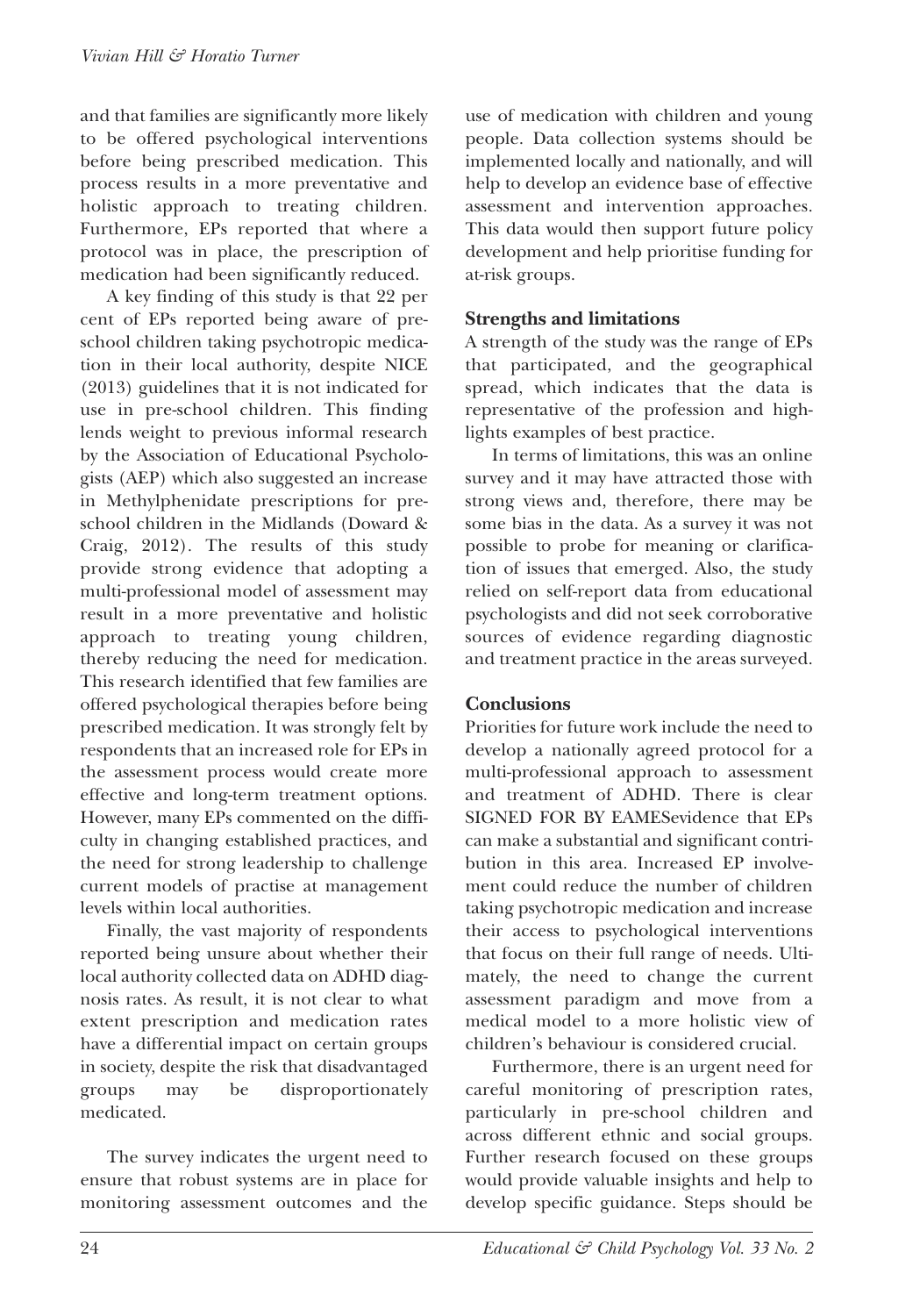and that families are significantly more likely to be offered psychological interventions before being prescribed medication. This process results in a more preventative and holistic approach to treating children. Furthermore, EPs reported that where a protocol was in place, the prescription of medication had been significantly reduced.

A key finding of this study is that 22 per cent of EPs reported being aware of pre-school children taking psychotropic medication in their local authority, despite NICE (2013) guidelines that it is not indicated for use in pre-school children. This finding lends weight to previous informal research by the Association of Educational Psychologists (AEP) which also suggested an increase in Methylphenidate prescriptions for pre-school children in the Midlands (Doward & Craig, 2012). The results of this study provide strong evidence that adopting a multi-professional model of assessment may result in a more preventative and holistic approach to treating young children, thereby reducing the need for medication. This research identified that few families are offered psychological therapies before being prescribed medication. It was strongly felt by respondents that an increased role for EPs in the assessment process would create more effective and long-term treatment options. However, many EPs commented on the difficulty in changing established practices, and the need for strong leadership to challenge current models of practise at management levels within local authorities.

Finally, the vast majority of respondents reported being unsure about whether their local authority collected data on ADHD diagnosis rates. As result, it is not clear to what extent prescription and medication rates have a differential impact on certain groups in society, despite the risk that disadvantaged groups may be disproportionately medicated.

The survey indicates the urgent need to ensure that robust systems are in place for monitoring assessment outcomes and the use of medication with children and young people. Data collection systems should be implemented locally and nationally, and will help to develop an evidence base of effective assessment and intervention approaches. This data would then support future policy development and help prioritise funding for at-risk groups.

## Strengths and limitations

A strength of the study was the range of EPs that participated, and the geographical spread, which indicates that the data is representative of the profession and highlights examples of best practice.

In terms of limitations, this was an online survey and it may have attracted those with strong views and, therefore, there may be some bias in the data. As a survey it was not possible to probe for meaning or clarification of issues that emerged. Also, the study relied on self-report data from educational psychologists and did not seek corroborative sources of evidence regarding diagnostic and treatment practice in the areas surveyed.

## Conclusions

Priorities for future work include the need to develop a nationally agreed protocol for a multi-professional approach to assessment and treatment of ADHD. There is clear SIGNED FOR BY EAMESevidence that EPs can make a substantial and significant contribution in this area. Increased EP involvement could reduce the number of children taking psychotropic medication and increase their access to psychological interventions that focus on their full range of needs. Ultimately, the need to change the current assessment paradigm and move from a medical model to a more holistic view of children's behaviour is considered crucial.

Furthermore, there is an urgent need for careful monitoring of prescription rates, particularly in pre-school children and across different ethnic and social groups. Further research focused on these groups would provide valuable insights and help to develop specific guidance. Steps should be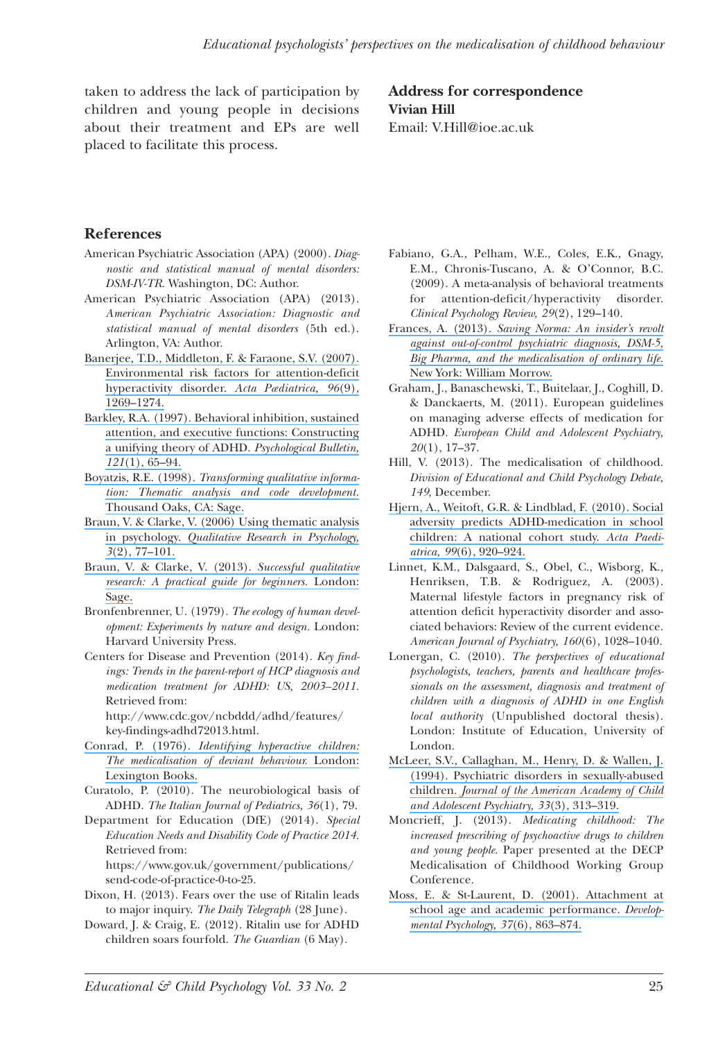taken to address the lack of participation by children and young people in decisions about their treatment and EPs are well placed to facilitate this process.

**Address for correspondence**
**Vivian Hill**
Email: V.Hill@ioe.ac.uk

## References

American Psychiatric Association (APA) (2000). *Diagnostic and statistical manual of mental disorders: DSM-IV-TR.* Washington, DC: Author.

American Psychiatric Association (APA) (2013). *American Psychiatric Association: Diagnostic and statistical manual of mental disorders* (5th ed.). Arlington, VA: Author.

Banerjee, T.D., Middleton, F. & Faraone, S.V. (2007). Environmental risk factors for attention-deficit hyperactivity disorder. *Acta Pædiatrica, 96*(9), 1269–1274.

Barkley, R.A. (1997). Behavioral inhibition, sustained attention, and executive functions: Constructing a unifying theory of ADHD. *Psychological Bulletin, 121*(1), 65–94.

Boyatzis, R.E. (1998). *Transforming qualitative information: Thematic analysis and code development.* Thousand Oaks, CA: Sage.

Braun, V. & Clarke, V. (2006) Using thematic analysis in psychology. *Qualitative Research in Psychology, 3*(2), 77–101.

Braun, V. & Clarke, V. (2013). *Successful qualitative research: A practical guide for beginners.* London: Sage.

Bronfenbrenner, U. (1979). *The ecology of human development: Experiments by nature and design.* London: Harvard University Press.

Centers for Disease and Prevention (2014). *Key findings: Trends in the parent-report of HCP diagnosis and medication treatment for ADHD: US, 2003–2011.* Retrieved from: http://www.cdc.gov/ncbddd/adhd/features/key-findings-adhd72013.html.

Conrad, P. (1976). *Identifying hyperactive children: The medicalisation of deviant behaviour.* London: Lexington Books.

Curatolo, P. (2010). The neurobiological basis of ADHD. *The Italian Journal of Pediatrics, 36*(1), 79.

Department for Education (DfE) (2014). *Special Education Needs and Disability Code of Practice 2014.* Retrieved from: https://www.gov.uk/government/publications/send-code-of-practice-0-to-25.

Dixon, H. (2013). Fears over the use of Ritalin leads to major inquiry. *The Daily Telegraph* (28 June).

Doward, J. & Craig, E. (2012). Ritalin use for ADHD children soars fourfold. *The Guardian* (6 May).

Fabiano, G.A., Pelham, W.E., Coles, E.K., Gnagy, E.M., Chronis-Tuscano, A. & O'Connor, B.C. (2009). A meta-analysis of behavioral treatments for attention-deficit/hyperactivity disorder. *Clinical Psychology Review, 29*(2), 129–140.

Frances, A. (2013). *Saving Norma: An insider's revolt against out-of-control psychiatric diagnosis, DSM-5, Big Pharma, and the medicalisation of ordinary life.* New York: William Morrow.

Graham, J., Banaschewski, T., Buitelaar, J., Coghill, D. & Danckaerts, M. (2011). European guidelines on managing adverse effects of medication for ADHD. *European Child and Adolescent Psychiatry, 20*(1), 17–37.

Hill, V. (2013). The medicalisation of childhood. *Division of Educational and Child Psychology Debate, 149*, December.

Hjern, A., Weitoft, G.R. & Lindblad, F. (2010). Social adversity predicts ADHD-medication in school children: A national cohort study. *Acta Paediatrica, 99*(6), 920–924.

Linnet, K.M., Dalsgaard, S., Obel, C., Wisborg, K., Henriksen, T.B. & Rodriguez, A. (2003). Maternal lifestyle factors in pregnancy risk of attention deficit hyperactivity disorder and associated behaviors: Review of the current evidence. *American Journal of Psychiatry, 160*(6), 1028–1040.

Lonergan, C. (2010). *The perspectives of educational psychologists, teachers, parents and healthcare professionals on the assessment, diagnosis and treatment of children with a diagnosis of ADHD in one English local authority* (Unpublished doctoral thesis). London: Institute of Education, University of London.

McLeer, S.V., Callaghan, M., Henry, D. & Wallen, J. (1994). Psychiatric disorders in sexually-abused children. *Journal of the American Academy of Child and Adolescent Psychiatry, 33*(3), 313–319.

Moncrieff, J. (2013). *Medicating childhood: The increased prescribing of psychoactive drugs to children and young people.* Paper presented at the DECP Medicalisation of Childhood Working Group Conference.

Moss, E. & St-Laurent, D. (2001). Attachment at school age and academic performance. *Developmental Psychology, 37*(6), 863–874.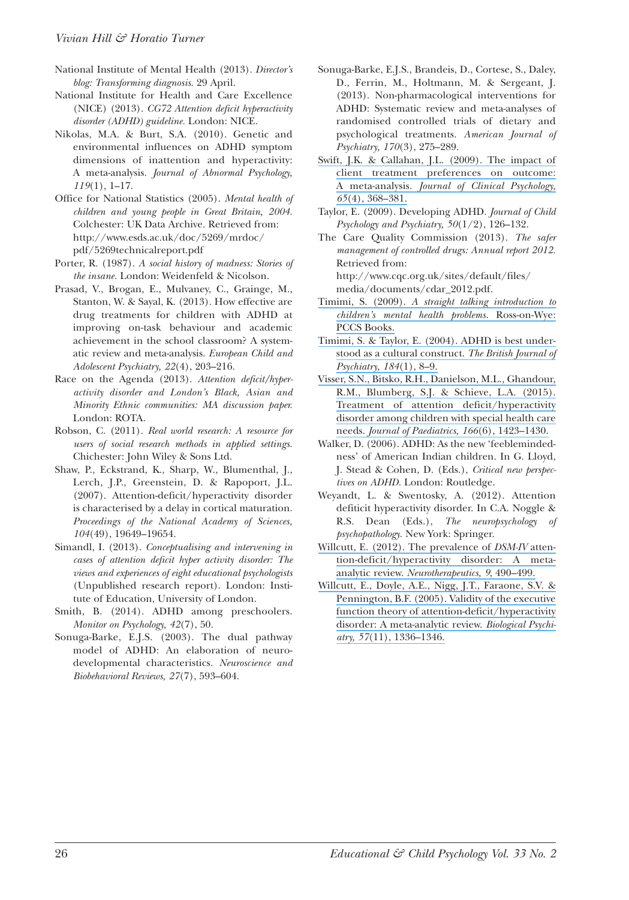National Institute of Mental Health (2013). *Director's blog: Transforming diagnosis.* 29 April.

National Institute for Health and Care Excellence (NICE) (2013). *CG72 Attention deficit hyperactivity disorder (ADHD) guideline.* London: NICE.

Nikolas, M.A. & Burt, S.A. (2010). Genetic and environmental influences on ADHD symptom dimensions of inattention and hyperactivity: A meta-analysis. *Journal of Abnormal Psychology, 119*(1), 1–17.

Office for National Statistics (2005). *Mental health of children and young people in Great Britain, 2004.* Colchester: UK Data Archive. Retrieved from: http://www.esds.ac.uk/doc/5269/mrdoc/pdf/5269technicalreport.pdf

Porter, R. (1987). *A social history of madness: Stories of the insane.* London: Weidenfeld & Nicolson.

Prasad, V., Brogan, E., Mulvaney, C., Grainge, M., Stanton, W. & Sayal, K. (2013). How effective are drug treatments for children with ADHD at improving on-task behaviour and academic achievement in the school classroom? A systematic review and meta-analysis. *European Child and Adolescent Psychiatry, 22*(4), 203–216.

Race on the Agenda (2013). *Attention deficit/hyperactivity disorder and London's Black, Asian and Minority Ethnic communities: MA discussion paper.* London: ROTA.

Robson, C. (2011). *Real world research: A resource for users of social research methods in applied settings.* Chichester: John Wiley & Sons Ltd.

Shaw, P., Eckstrand, K., Sharp, W., Blumenthal, J., Lerch, J.P., Greenstein, D. & Rapoport, J.L. (2007). Attention-deficit/hyperactivity disorder is characterised by a delay in cortical maturation. *Proceedings of the National Academy of Sciences, 104*(49), 19649–19654.

Simandl, I. (2013). *Conceptualising and intervening in cases of attention deficit hyper activity disorder: The views and experiences of eight educational psychologists* (Unpublished research report). London: Institute of Education, University of London.

Smith, B. (2014). ADHD among preschoolers. *Monitor on Psychology, 42*(7), 50.

Sonuga-Barke, E.J.S. (2003). The dual pathway model of ADHD: An elaboration of neurodevelopmental characteristics. *Neuroscience and Biobehavioral Reviews, 27*(7), 593–604.

Sonuga-Barke, E.J.S., Brandeis, D., Cortese, S., Daley, D., Ferrin, M., Holtmann, M. & Sergeant, J. (2013). Non-pharmacological interventions for ADHD: Systematic review and meta-analyses of randomised controlled trials of dietary and psychological treatments. *American Journal of Psychiatry, 170*(3), 275–289.

Swift, J.K. & Callahan, J.L. (2009). The impact of client treatment preferences on outcome: A meta-analysis. *Journal of Clinical Psychology, 65*(4), 368–381.

Taylor, E. (2009). Developing ADHD. *Journal of Child Psychology and Psychiatry, 50*(1/2), 126–132.

The Care Quality Commission (2013). *The safer management of controlled drugs: Annual report 2012.* Retrieved from: http://www.cqc.org.uk/sites/default/files/media/documents/cdar_2012.pdf.

Timimi, S. (2009). *A straight talking introduction to children's mental health problems.* Ross-on-Wye: PCCS Books.

Timimi, S. & Taylor, E. (2004). ADHD is best understood as a cultural construct. *The British Journal of Psychiatry, 184*(1), 8–9.

Visser, S.N., Bitsko, R.H., Danielson, M.L., Ghandour, R.M., Blumberg, S.J. & Schieve, L.A. (2015). Treatment of attention deficit/hyperactivity disorder among children with special health care needs. *Journal of Paediatrics, 166*(6), 1423–1430.

Walker, D. (2006). ADHD: As the new 'feeblemindedness' of American Indian children. In G. Lloyd, J. Stead & Cohen, D. (Eds.), *Critical new perspectives on ADHD.* London: Routledge.

Weyandt, L. & Swentosky, A. (2012). Attention deficit hyperactivity disorder. In C.A. Noggle & R.S. Dean (Eds.), *The neuropsychology of psychopathology.* New York: Springer.

Willcutt, E. (2012). The prevalence of *DSM-IV* attention-deficit/hyperactivity disorder: A meta-analytic review. *Neurotherapeutics, 9*, 490–499.

Willcutt, E., Doyle, A.E., Nigg, J.T., Faraone, S.V. & Pennington, B.F. (2005). Validity of the executive function theory of attention-deficit/hyperactivity disorder: A meta-analytic review. *Biological Psychiatry, 57*(11), 1336–1346.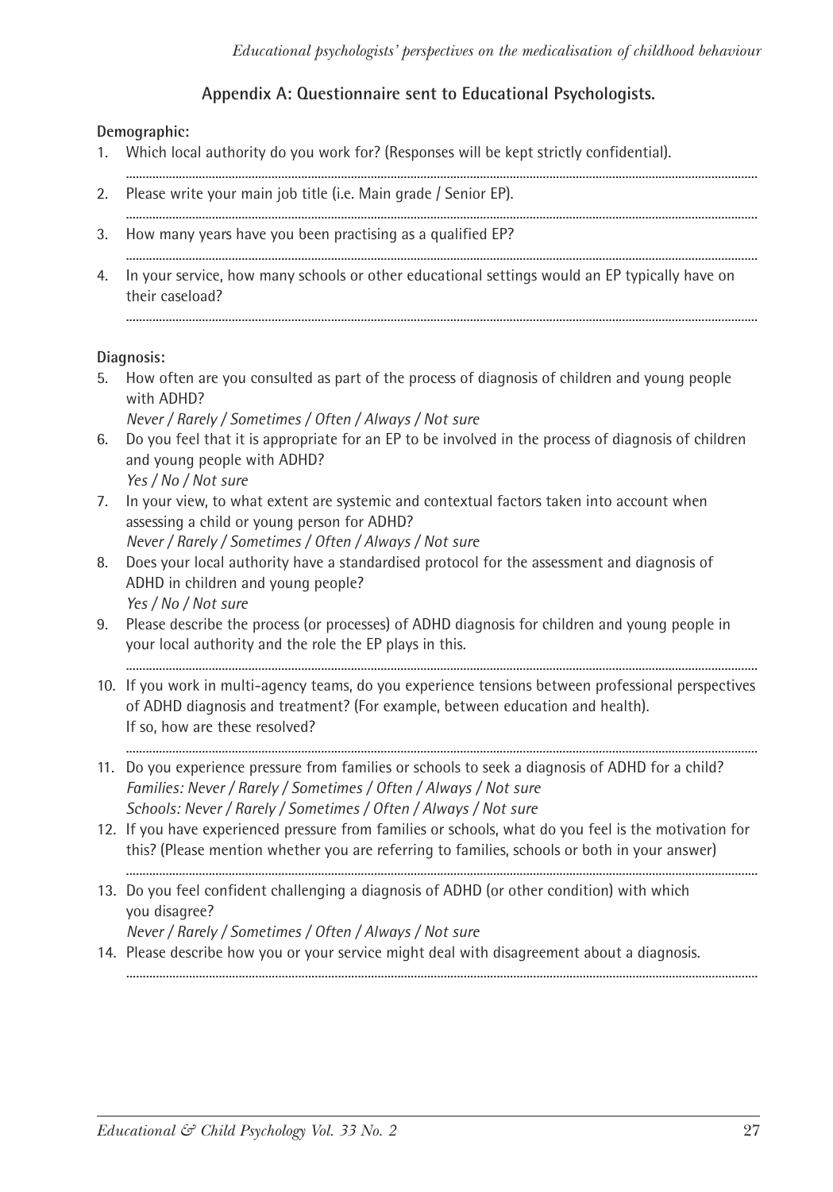## Appendix A: Questionnaire sent to Educational Psychologists.

**Demographic:**

1. Which local authority do you work for? (Responses will be kept strictly confidential).

   ..........................................................................................................................................................................

2. Please write your main job title (i.e. Main grade / Senior EP).

   ..........................................................................................................................................................................

3. How many years have you been practising as a qualified EP?

   ..........................................................................................................................................................................

4. In your service, how many schools or other educational settings would an EP typically have on their caseload?

   ..........................................................................................................................................................................

**Diagnosis:**

5. How often are you consulted as part of the process of diagnosis of children and young people with ADHD?
   *Never / Rarely / Sometimes / Often / Always / Not sure*
6. Do you feel that it is appropriate for an EP to be involved in the process of diagnosis of children and young people with ADHD?
   *Yes / No / Not sure*
7. In your view, to what extent are systemic and contextual factors taken into account when assessing a child or young person for ADHD?
   *Never / Rarely / Sometimes / Often / Always / Not sure*
8. Does your local authority have a standardised protocol for the assessment and diagnosis of ADHD in children and young people?
   *Yes / No / Not sure*
9. Please describe the process (or processes) of ADHD diagnosis for children and young people in your local authority and the role the EP plays in this.

   ..........................................................................................................................................................................

10. If you work in multi-agency teams, do you experience tensions between professional perspectives of ADHD diagnosis and treatment? (For example, between education and health).
    If so, how are these resolved?

    ..........................................................................................................................................................................

11. Do you experience pressure from families or schools to seek a diagnosis of ADHD for a child?
    *Families: Never / Rarely / Sometimes / Often / Always / Not sure*
    *Schools: Never / Rarely / Sometimes / Often / Always / Not sure*
12. If you have experienced pressure from families or schools, what do you feel is the motivation for this? (Please mention whether you are referring to families, schools or both in your answer)

    ..........................................................................................................................................................................

13. Do you feel confident challenging a diagnosis of ADHD (or other condition) with which you disagree?
    *Never / Rarely / Sometimes / Often / Always / Not sure*
14. Please describe how you or your service might deal with disagreement about a diagnosis.

    ..........................................................................................................................................................................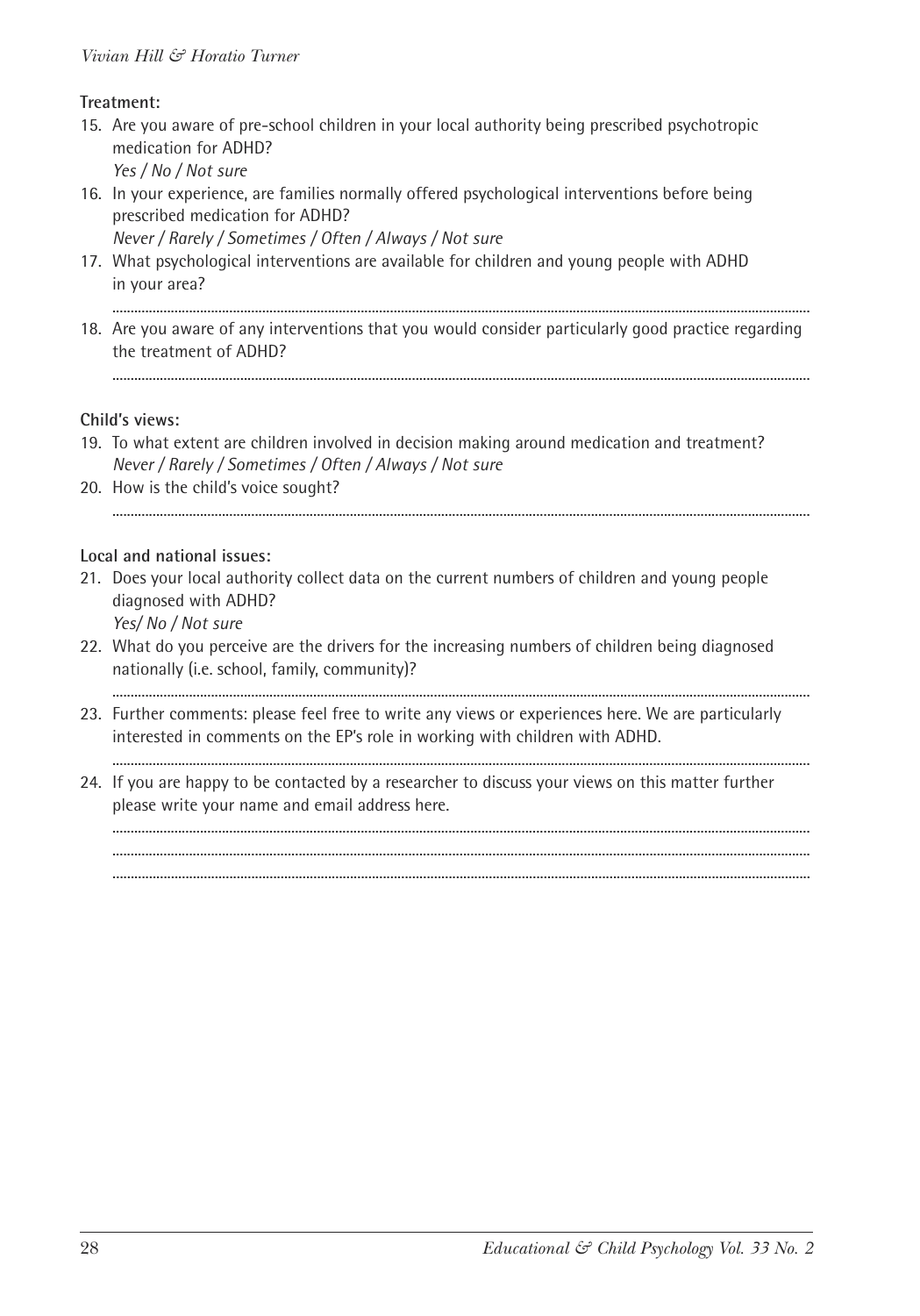**Treatment:**

15. Are you aware of pre-school children in your local authority being prescribed psychotropic medication for ADHD?
    *Yes / No / Not sure*
16. In your experience, are families normally offered psychological interventions before being prescribed medication for ADHD?
    *Never / Rarely / Sometimes / Often / Always / Not sure*
17. What psychological interventions are available for children and young people with ADHD in your area?
    ..........................................................................................................................................................................
18. Are you aware of any interventions that you would consider particularly good practice regarding the treatment of ADHD?
    ..........................................................................................................................................................................

**Child's views:**

19. To what extent are children involved in decision making around medication and treatment?
    *Never / Rarely / Sometimes / Often / Always / Not sure*
20. How is the child's voice sought?
    ..........................................................................................................................................................................

**Local and national issues:**

21. Does your local authority collect data on the current numbers of children and young people diagnosed with ADHD?
    *Yes/ No / Not sure*
22. What do you perceive are the drivers for the increasing numbers of children being diagnosed nationally (i.e. school, family, community)?
    ..........................................................................................................................................................................
23. Further comments: please feel free to write any views or experiences here. We are particularly interested in comments on the EP's role in working with children with ADHD.
    ..........................................................................................................................................................................
24. If you are happy to be contacted by a researcher to discuss your views on this matter further please write your name and email address here.
    ..........................................................................................................................................................................
    ..........................................................................................................................................................................
    ..........................................................................................................................................................................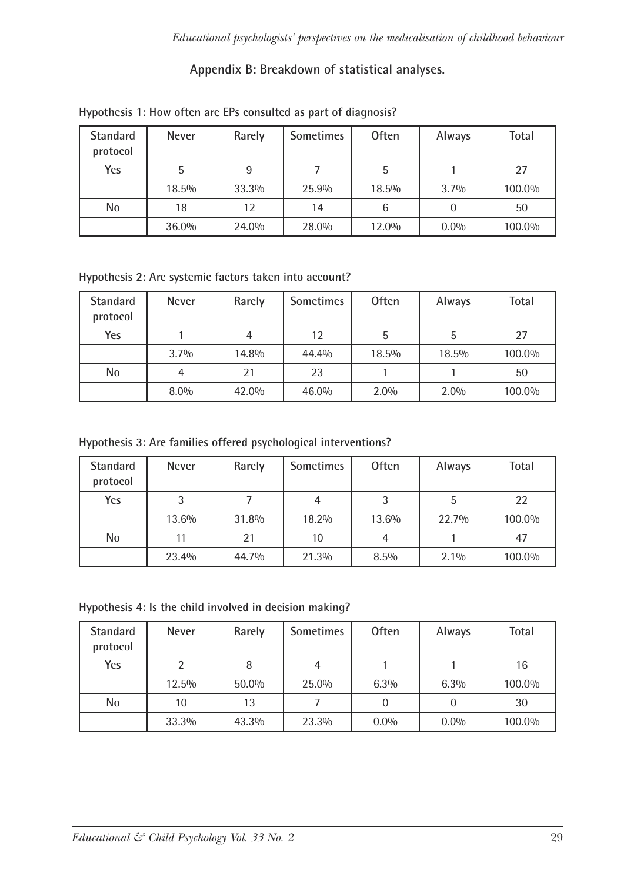## Appendix B: Breakdown of statistical analyses.

**Hypothesis 1: How often are EPs consulted as part of diagnosis?**

| Standard protocol | Never | Rarely | Sometimes | Often | Always | Total |
|---|---|---|---|---|---|---|
| Yes | 5 | 9 | 7 | 5 | 1 | 27 |
| | 18.5% | 33.3% | 25.9% | 18.5% | 3.7% | 100.0% |
| No | 18 | 12 | 14 | 6 | 0 | 50 |
| | 36.0% | 24.0% | 28.0% | 12.0% | 0.0% | 100.0% |

**Hypothesis 2: Are systemic factors taken into account?**

| Standard protocol | Never | Rarely | Sometimes | Often | Always | Total |
|---|---|---|---|---|---|---|
| Yes | 1 | 4 | 12 | 5 | 5 | 27 |
| | 3.7% | 14.8% | 44.4% | 18.5% | 18.5% | 100.0% |
| No | 4 | 21 | 23 | 1 | 1 | 50 |
| | 8.0% | 42.0% | 46.0% | 2.0% | 2.0% | 100.0% |

**Hypothesis 3: Are families offered psychological interventions?**

| Standard protocol | Never | Rarely | Sometimes | Often | Always | Total |
|---|---|---|---|---|---|---|
| Yes | 3 | 7 | 4 | 3 | 5 | 22 |
| | 13.6% | 31.8% | 18.2% | 13.6% | 22.7% | 100.0% |
| No | 11 | 21 | 10 | 4 | 1 | 47 |
| | 23.4% | 44.7% | 21.3% | 8.5% | 2.1% | 100.0% |

**Hypothesis 4: Is the child involved in decision making?**

| Standard protocol | Never | Rarely | Sometimes | Often | Always | Total |
|---|---|---|---|---|---|---|
| Yes | 2 | 8 | 4 | 1 | 1 | 16 |
| | 12.5% | 50.0% | 25.0% | 6.3% | 6.3% | 100.0% |
| No | 10 | 13 | 7 | 0 | 0 | 30 |
| | 33.3% | 43.3% | 23.3% | 0.0% | 0.0% | 100.0% |